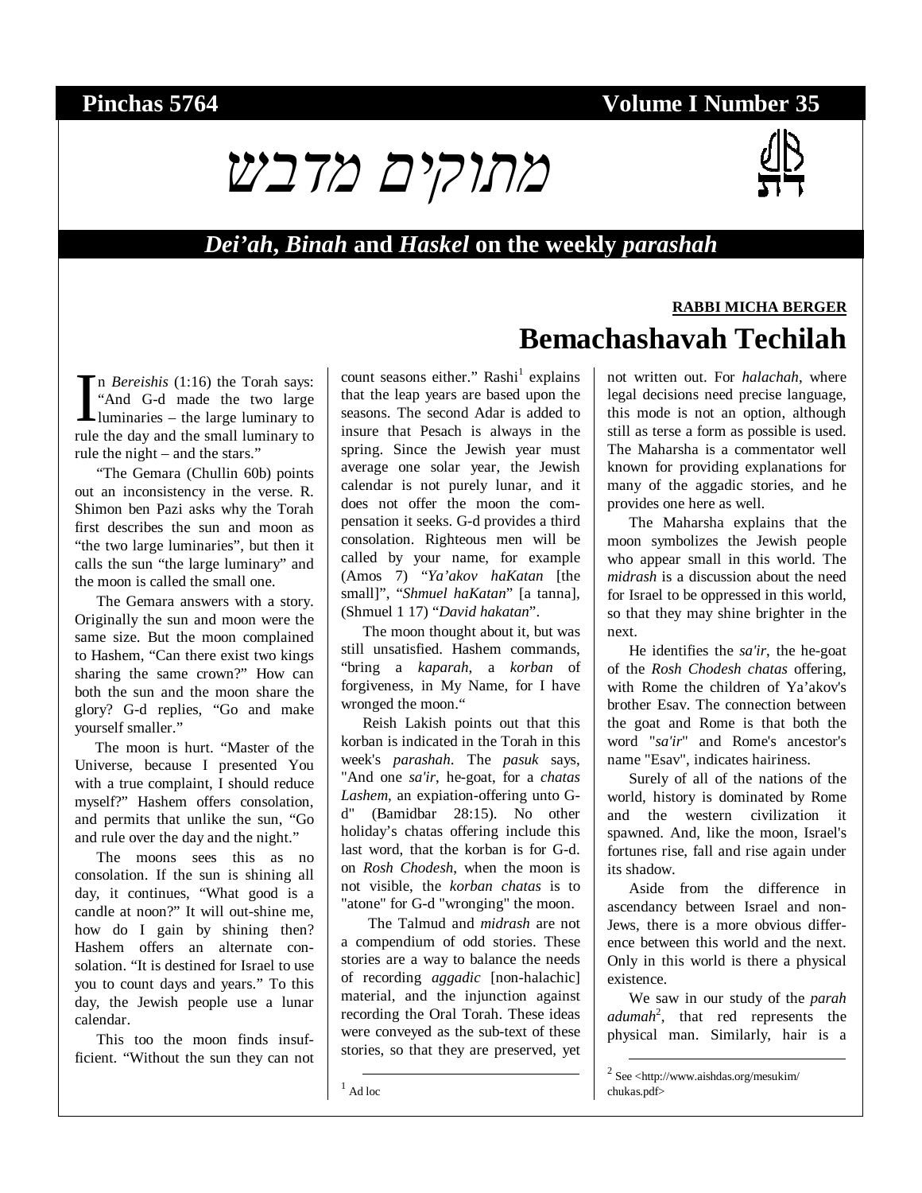**Pinchas 5764** **Volume I Number 35**

# מתוקים מדבש

## *Dei'ah*, *Binah* and *Haskel* on the weekly *parashah*

**RABBI MICHA BERGER**

# Bemachashavah Techilah

In *Bereishis* (1:16) the Torah says: "And G-d made the two large luminaries – the large luminary to rule the day and the small luminary to rule the night – and the stars."

"The Gemara (Chullin 60b) points out an inconsistency in the verse. R. Shimon ben Pazi asks why the Torah first describes the sun and moon as "the two large luminaries", but then it calls the sun "the large luminary" and the moon is called the small one.

The Gemara answers with a story. Originally the sun and moon were the same size. But the moon complained to Hashem, "Can there exist two kings sharing the same crown?" How can both the sun and the moon share the glory? G-d replies, "Go and make yourself smaller."

The moon is hurt. "Master of the Universe, because I presented You with a true complaint, I should reduce myself?" Hashem offers consolation, and permits that unlike the sun, "Go and rule over the day and the night."

The moons sees this as no consolation. If the sun is shining all day, it continues, "What good is a candle at noon?" It will out-shine me, how do I gain by shining then? Hashem offers an alternate consolation. "It is destined for Israel to use you to count days and years." To this day, the Jewish people use a lunar calendar.

This too the moon finds insufficient. "Without the sun they can not count seasons either." Rashi[1] explains that the leap years are based upon the seasons. The second Adar is added to insure that Pesach is always in the spring. Since the Jewish year must average one solar year, the Jewish calendar is not purely lunar, and it does not offer the moon the compensation it seeks. G-d provides a third consolation. Righteous men will be called by your name, for example (Amos 7) "*Ya'akov haKatan* [the small]", "*Shmuel haKatan*" [a tanna], (Shmuel 1 17) "*David hakatan*".

The moon thought about it, but was still unsatisfied. Hashem commands, "bring a *kaparah*, a *korban* of forgiveness, in My Name, for I have wronged the moon."

Reish Lakish points out that this korban is indicated in the Torah in this week's *parashah*. The *pasuk* says, "And one *sa'ir*, he-goat, for a *chatas Lashem*, an expiation-offering unto G-d" (Bamidbar 28:15). No other holiday's chatas offering include this last word, that the korban is for G-d. on *Rosh Chodesh*, when the moon is not visible, the *korban chatas* is to "atone" for G-d "wronging" the moon.

The Talmud and *midrash* are not a compendium of odd stories. These stories are a way to balance the needs of recording *aggadic* [non-halachic] material, and the injunction against recording the Oral Torah. These ideas were conveyed as the sub-text of these stories, so that they are preserved, yet not written out. For *halachah*, where legal decisions need precise language, this mode is not an option, although still as terse a form as possible is used. The Maharsha is a commentator well known for providing explanations for many of the aggadic stories, and he provides one here as well.

The Maharsha explains that the moon symbolizes the Jewish people who appear small in this world. The *midrash* is a discussion about the need for Israel to be oppressed in this world, so that they may shine brighter in the next.

He identifies the *sa'ir*, the he-goat of the *Rosh Chodesh chatas* offering, with Rome the children of Ya'akov's brother Esav. The connection between the goat and Rome is that both the word "*sa'ir*" and Rome's ancestor's name "Esav", indicates hairiness.

Surely of all of the nations of the world, history is dominated by Rome and the western civilization it spawned. And, like the moon, Israel's fortunes rise, fall and rise again under its shadow.

Aside from the difference in ascendancy between Israel and non-Jews, there is a more obvious difference between this world and the next. Only in this world is there a physical existence.

We saw in our study of the *parah adumah*[2], that red represents the physical man. Similarly, hair is a

---

[1] Ad loc

[2] See <http://www.aishdas.org/mesukim/chukas.pdf>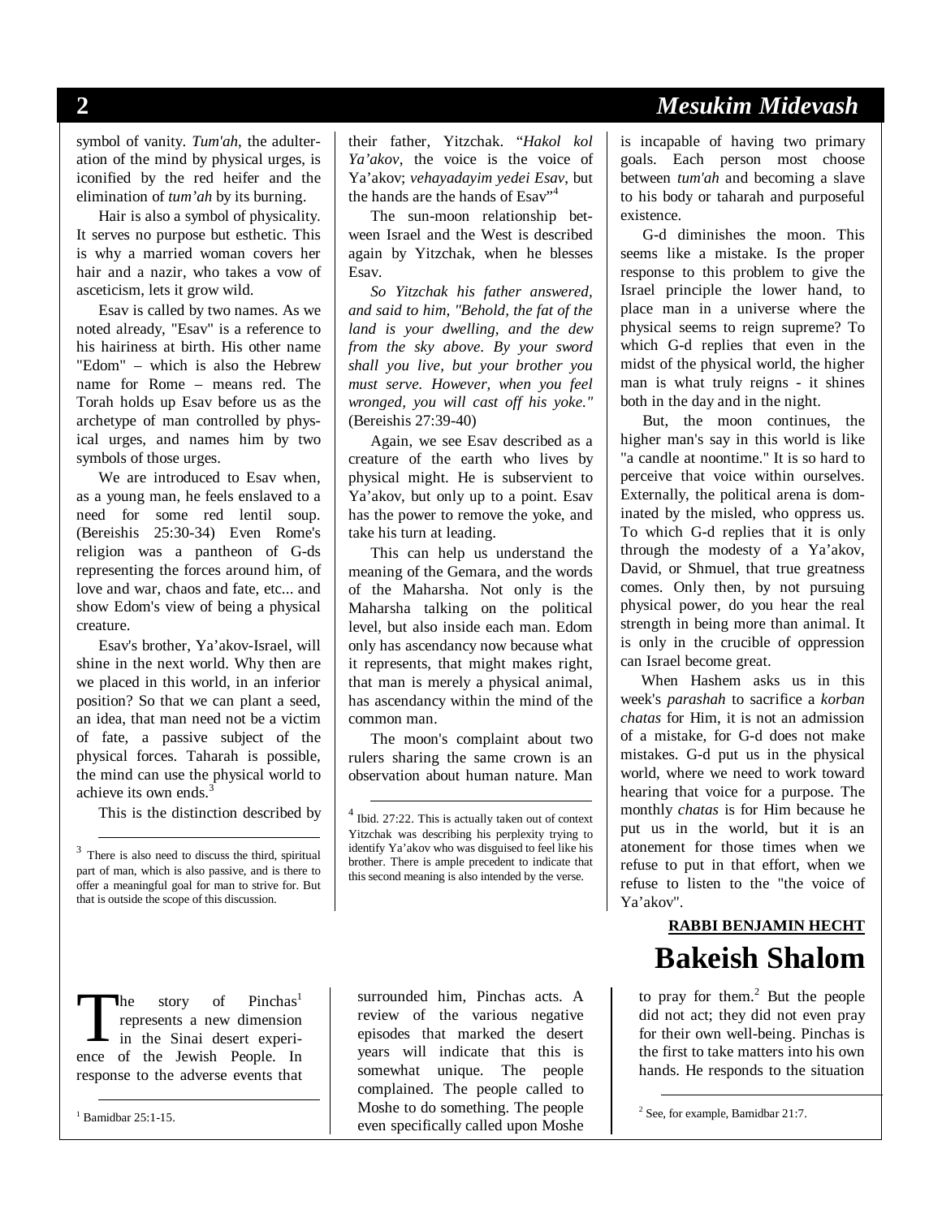symbol of vanity. *Tum'ah*, the adulteration of the mind by physical urges, is iconified by the red heifer and the elimination of *tum'ah* by its burning.

Hair is also a symbol of physicality. It serves no purpose but esthetic. This is why a married woman covers her hair and a nazir, who takes a vow of asceticism, lets it grow wild.

Esav is called by two names. As we noted already, "Esav" is a reference to his hairiness at birth. His other name "Edom" – which is also the Hebrew name for Rome – means red. The Torah holds up Esav before us as the archetype of man controlled by physical urges, and names him by two symbols of those urges.

We are introduced to Esav when, as a young man, he feels enslaved to a need for some red lentil soup. (Bereishis 25:30-34) Even Rome's religion was a pantheon of G-ds representing the forces around him, of love and war, chaos and fate, etc... and show Edom's view of being a physical creature.

Esav's brother, Ya'akov-Israel, will shine in the next world. Why then are we placed in this world, in an inferior position? So that we can plant a seed, an idea, that man need not be a victim of fate, a passive subject of the physical forces. Taharah is possible, the mind can use the physical world to achieve its own ends.[3]

This is the distinction described by their father, Yitzchak. "*Hakol kol Ya'akov*, the voice is the voice of Ya'akov; *vehayadayim yedei Esav*, but the hands are the hands of Esav"[4]

The sun-moon relationship between Israel and the West is described again by Yitzchak, when he blesses Esav.

***So Yitzchak his father answered, and said to him, "Behold, the fat of the land is your dwelling, and the dew from the sky above. By your sword shall you live, but your brother you must serve. However, when you feel wronged, you will cast off his yoke."*** (Bereishis 27:39-40)

Again, we see Esav described as a creature of the earth who lives by physical might. He is subservient to Ya'akov, but only up to a point. Esav has the power to remove the yoke, and take his turn at leading.

This can help us understand the meaning of the Gemara, and the words of the Maharsha. Not only is the Maharsha talking on the political level, but also inside each man. Edom only has ascendancy now because what it represents, that might makes right, that man is merely a physical animal, has ascendancy within the mind of the common man.

The moon's complaint about two rulers sharing the same crown is an observation about human nature. Man is incapable of having two primary goals. Each person most choose between *tum'ah* and becoming a slave to his body or taharah and purposeful existence.

G-d diminishes the moon. This seems like a mistake. Is the proper response to this problem to give the Israel principle the lower hand, to place man in a universe where the physical seems to reign supreme? To which G-d replies that even in the midst of the physical world, the higher man is what truly reigns - it shines both in the day and in the night.

But, the moon continues, the higher man's say in this world is like "a candle at noontime." It is so hard to perceive that voice within ourselves. Externally, the political arena is dominated by the misled, who oppress us. To which G-d replies that it is only through the modesty of a Ya'akov, David, or Shmuel, that true greatness comes. Only then, by not pursuing physical power, do you hear the real strength in being more than animal. It is only in the crucible of oppression can Israel become great.

When Hashem asks us in this week's *parashah* to sacrifice a *korban chatas* for Him, it is not an admission of a mistake, for G-d does not make mistakes. G-d put us in the physical world, where we need to work toward hearing that voice for a purpose. The monthly *chatas* is for Him because he put us in the world, but it is an atonement for those times when we refuse to put in that effort, when we refuse to listen to the "the voice of Ya'akov".

[3] There is also need to discuss the third, spiritual part of man, which is also passive, and is there to offer a meaningful goal for man to strive for. But that is outside the scope of this discussion.

[4] Ibid. 27:22. This is actually taken out of context Yitzchak was describing his perplexity trying to identify Ya'akov who was disguised to feel like his brother. There is ample precedent to indicate that this second meaning is also intended by the verse.

**RABBI BENJAMIN HECHT**

# Bakeish Shalom

The story of Pinchas[1] represents a new dimension in the Sinai desert experience of the Jewish People. In response to the adverse events that surrounded him, Pinchas acts. A review of the various negative episodes that marked the desert years will indicate that this is somewhat unique. The people complained. The people called to Moshe to do something. The people even specifically called upon Moshe to pray for them.[2] But the people did not act; they did not even pray for their own well-being. Pinchas is the first to take matters into his own hands. He responds to the situation

[1] Bamidbar 25:1-15.

[2] See, for example, Bamidbar 21:7.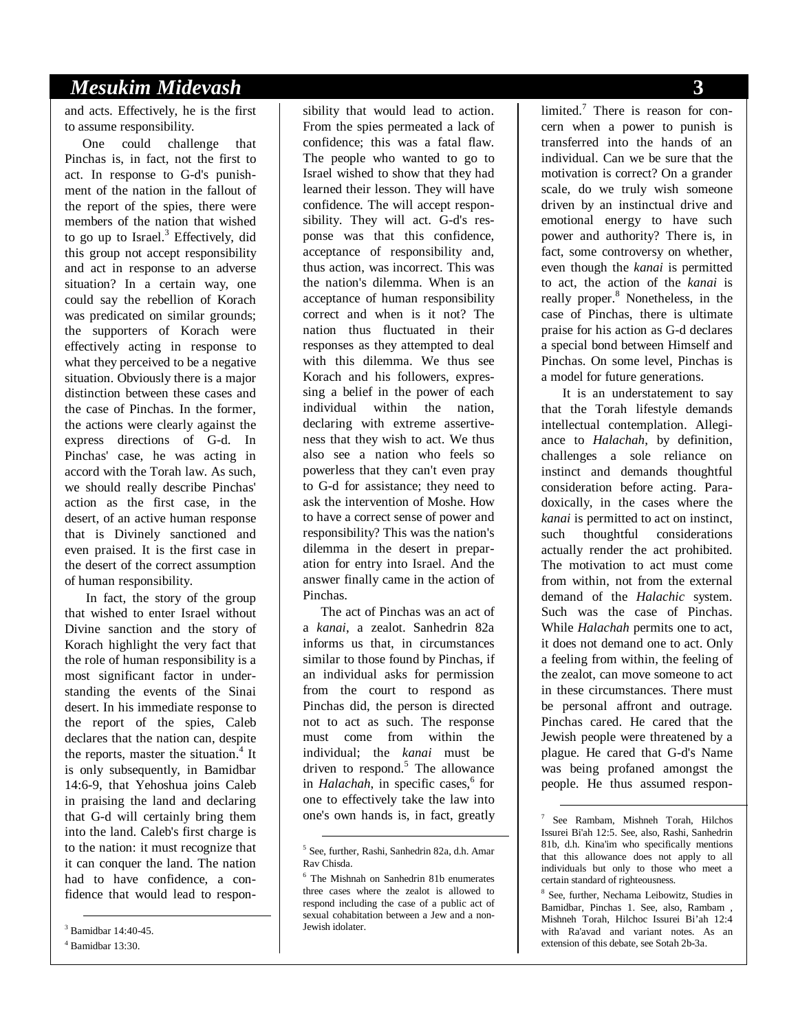and acts. Effectively, he is the first to assume responsibility.

One could challenge that Pinchas is, in fact, not the first to act. In response to G-d's punishment of the nation in the fallout of the report of the spies, there were members of the nation that wished to go up to Israel.[3] Effectively, did this group not accept responsibility and act in response to an adverse situation? In a certain way, one could say the rebellion of Korach was predicated on similar grounds; the supporters of Korach were effectively acting in response to what they perceived to be a negative situation. Obviously there is a major distinction between these cases and the case of Pinchas. In the former, the actions were clearly against the express directions of G-d. In Pinchas' case, he was acting in accord with the Torah law. As such, we should really describe Pinchas' action as the first case, in the desert, of an active human response that is Divinely sanctioned and even praised. It is the first case in the desert of the correct assumption of human responsibility.

In fact, the story of the group that wished to enter Israel without Divine sanction and the story of Korach highlight the very fact that the role of human responsibility is a most significant factor in understanding the events of the Sinai desert. In his immediate response to the report of the spies, Caleb declares that the nation can, despite the reports, master the situation.[4] It is only subsequently, in Bamidbar 14:6-9, that Yehoshua joins Caleb in praising the land and declaring that G-d will certainly bring them into the land. Caleb's first charge is to the nation: it must recognize that it can conquer the land. The nation had to have confidence, a confidence that would lead to responsibility that would lead to action. From the spies permeated a lack of confidence; this was a fatal flaw. The people who wanted to go to Israel wished to show that they had learned their lesson. They will have confidence. The will accept responsibility. They will act. G-d's response was that this confidence, acceptance of responsibility and, thus action, was incorrect. This was the nation's dilemma. When is an acceptance of human responsibility correct and when is it not? The nation thus fluctuated in their responses as they attempted to deal with this dilemma. We thus see Korach and his followers, expressing a belief in the power of each individual within the nation, declaring with extreme assertiveness that they wish to act. We thus also see a nation who feels so powerless that they can't even pray to G-d for assistance; they need to ask the intervention of Moshe. How to have a correct sense of power and responsibility? This was the nation's dilemma in the desert in preparation for entry into Israel. And the answer finally came in the action of Pinchas.

The act of Pinchas was an act of a *kanai*, a zealot. Sanhedrin 82a informs us that, in circumstances similar to those found by Pinchas, if an individual asks for permission from the court to respond as Pinchas did, the person is directed not to act as such. The response must come from within the individual; the *kanai* must be driven to respond.[5] The allowance in *Halachah*, in specific cases,[6] for one to effectively take the law into one's own hands is, in fact, greatly limited.[7] There is reason for concern when a power to punish is transferred into the hands of an individual. Can we be sure that the motivation is correct? On a grander scale, do we truly wish someone driven by an instinctual drive and emotional energy to have such power and authority? There is, in fact, some controversy on whether, even though the *kanai* is permitted to act, the action of the *kanai* is really proper.[8] Nonetheless, in the case of Pinchas, there is ultimate praise for his action as G-d declares a special bond between Himself and Pinchas. On some level, Pinchas is a model for future generations.

It is an understatement to say that the Torah lifestyle demands intellectual contemplation. Allegiance to *Halachah*, by definition, challenges a sole reliance on instinct and demands thoughtful consideration before acting. Paradoxically, in the cases where the *kanai* is permitted to act on instinct, such thoughtful considerations actually render the act prohibited. The motivation to act must come from within, not from the external demand of the *Halachic* system. Such was the case of Pinchas. While *Halachah* permits one to act, it does not demand one to act. Only a feeling from within, the feeling of the zealot, can move someone to act in these circumstances. There must be personal affront and outrage. Pinchas cared. He cared that the Jewish people were threatened by a plague. He cared that G-d's Name was being profaned amongst the people. He thus assumed respon-

---

[3] Bamidbar 14:40-45.

[4] Bamidbar 13:30.

[5] See, further, Rashi, Sanhedrin 82a, d.h. Amar Rav Chisda.

[6] The Mishnah on Sanhedrin 81b enumerates three cases where the zealot is allowed to respond including the case of a public act of sexual cohabitation between a Jew and a non-Jewish idolater.

[7] See Rambam, Mishneh Torah, Hilchos Issurei Bi'ah 12:5. See, also, Rashi, Sanhedrin 81b, d.h. Kina'im who specifically mentions that this allowance does not apply to all individuals but only to those who meet a certain standard of righteousness.

[8] See, further, Nechama Leibowitz, Studies in Bamidbar, Pinchas 1. See, also, Rambam , Mishneh Torah, Hilchoc Issurei Bi'ah 12:4 with Ra'avad and variant notes. As an extension of this debate, see Sotah 2b-3a.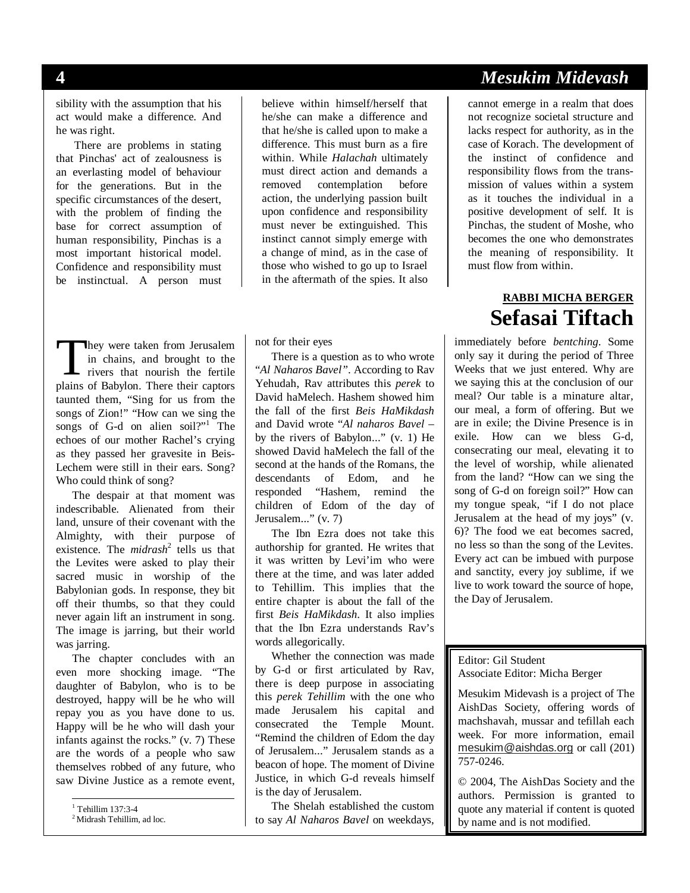sibility with the assumption that his act would make a difference. And he was right.

There are problems in stating that Pinchas' act of zealousness is an everlasting model of behaviour for the generations. But in the specific circumstances of the desert, with the problem of finding the base for correct assumption of human responsibility, Pinchas is a most important historical model. Confidence and responsibility must be instinctual. A person must believe within himself/herself that he/she can make a difference and that he/she is called upon to make a difference. This must burn as a fire within. While *Halachah* ultimately must direct action and demands a removed contemplation before action, the underlying passion built upon confidence and responsibility must never be extinguished. This instinct cannot simply emerge with a change of mind, as in the case of those who wished to go up to Israel in the aftermath of the spies. It also cannot emerge in a realm that does not recognize societal structure and lacks respect for authority, as in the case of Korach. The development of the instinct of confidence and responsibility flows from the transmission of values within a system as it touches the individual in a positive development of self. It is Pinchas, the student of Moshe, who becomes the one who demonstrates the meaning of responsibility. It must flow from within.

### RABBI MICHA BERGER

# Sefasai Tiftach

They were taken from Jerusalem in chains, and brought to the rivers that nourish the fertile plains of Babylon. There their captors taunted them, "Sing for us from the songs of Zion!" "How can we sing the songs of G-d on alien soil?"[1] The echoes of our mother Rachel's crying as they passed her gravesite in Beis-Lechem were still in their ears. Song? Who could think of song?

The despair at that moment was indescribable. Alienated from their land, unsure of their covenant with the Almighty, with their purpose of existence. The *midrash*[2] tells us that the Levites were asked to play their sacred music in worship of the Babylonian gods. In response, they bit off their thumbs, so that they could never again lift an instrument in song. The image is jarring, but their world was jarring.

The chapter concludes with an even more shocking image. "The daughter of Babylon, who is to be destroyed, happy will be he who will repay you as you have done to us. Happy will be he who will dash your infants against the rocks." (v. 7) These are the words of a people who saw themselves robbed of any future, who saw Divine Justice as a remote event, not for their eyes

There is a question as to who wrote "*Al Naharos Bavel"*. According to Rav Yehudah, Rav attributes this *perek* to David haMelech. Hashem showed him the fall of the first *Beis HaMikdash* and David wrote "*Al naharos Bavel* – by the rivers of Babylon..." (v. 1) He showed David haMelech the fall of the second at the hands of the Romans, the descendants of Edom, and he responded "Hashem, remind the children of Edom of the day of Jerusalem..." (v. 7)

The Ibn Ezra does not take this authorship for granted. He writes that it was written by Levi'im who were there at the time, and was later added to Tehillim. This implies that the entire chapter is about the fall of the first *Beis HaMikdash*. It also implies that the Ibn Ezra understands Rav's words allegorically.

Whether the connection was made by G-d or first articulated by Rav, there is deep purpose in associating this *perek Tehillim* with the one who made Jerusalem his capital and consecrated the Temple Mount. "Remind the children of Edom the day of Jerusalem..." Jerusalem stands as a beacon of hope. The moment of Divine Justice, in which G-d reveals himself is the day of Jerusalem.

The Shelah established the custom to say *Al Naharos Bavel* on weekdays, immediately before *bentching*. Some only say it during the period of Three Weeks that we just entered. Why are we saying this at the conclusion of our meal? Our table is a minature altar, our meal, a form of offering. But we are in exile; the Divine Presence is in exile. How can we bless G-d, consecrating our meal, elevating it to the level of worship, while alienated from the land? "How can we sing the song of G-d on foreign soil?" How can my tongue speak, "if I do not place Jerusalem at the head of my joys" (v. 6)? The food we eat becomes sacred, no less so than the song of the Levites. Every act can be imbued with purpose and sanctity, every joy sublime, if we live to work toward the source of hope, the Day of Jerusalem.

[1] Tehillim 137:3-4

[2] Midrash Tehillim, ad loc.

---

Editor: Gil Student
Associate Editor: Micha Berger

Mesukim Midevash is a project of The AishDas Society, offering words of machshavah, mussar and tefillah each week. For more information, email mesukim@aishdas.org or call (201) 757-0246.

© 2004, The AishDas Society and the authors. Permission is granted to quote any material if content is quoted by name and is not modified.